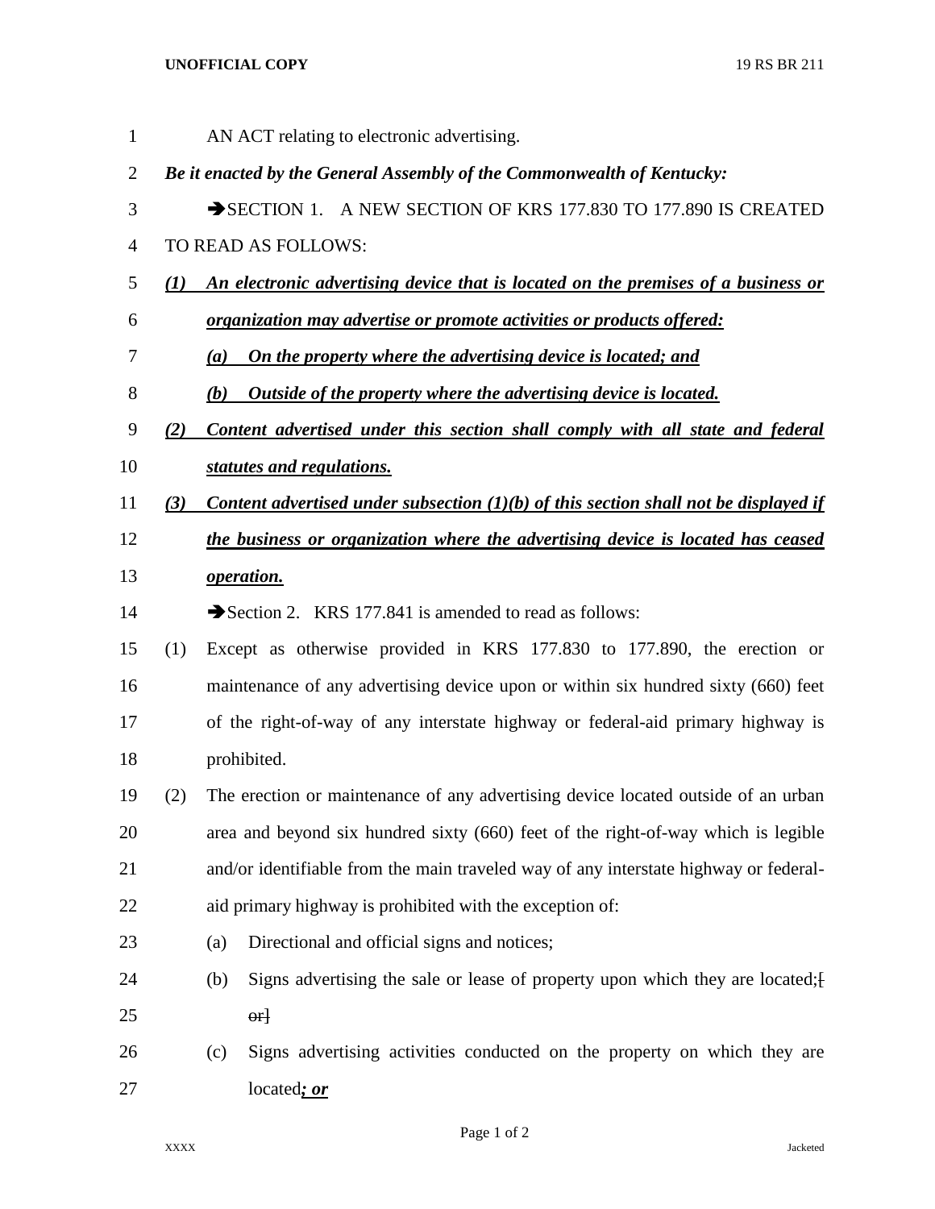AN ACT relating to electronic advertising.

***Be it enacted by the General Assembly of the Commonwealth of Kentucky:***

➔SECTION 1. A NEW SECTION OF KRS 177.830 TO 177.890 IS CREATED TO READ AS FOLLOWS:

***(1) An electronic advertising device that is located on the premises of a business or organization may advertise or promote activities or products offered:***

***(a) On the property where the advertising device is located; and***

***(b) Outside of the property where the advertising device is located.***

***(2) Content advertised under this section shall comply with all state and federal statutes and regulations.***

***(3) Content advertised under subsection (1)(b) of this section shall not be displayed if the business or organization where the advertising device is located has ceased operation.***

➔Section 2. KRS 177.841 is amended to read as follows:

(1) Except as otherwise provided in KRS 177.830 to 177.890, the erection or maintenance of any advertising device upon or within six hundred sixty (660) feet of the right-of-way of any interstate highway or federal-aid primary highway is prohibited.

(2) The erection or maintenance of any advertising device located outside of an urban area and beyond six hundred sixty (660) feet of the right-of-way which is legible and/or identifiable from the main traveled way of any interstate highway or federal-aid primary highway is prohibited with the exception of:

(a) Directional and official signs and notices;

(b) Signs advertising the sale or lease of property upon which they are located;[ or]

(c) Signs advertising activities conducted on the property on which they are located***; or***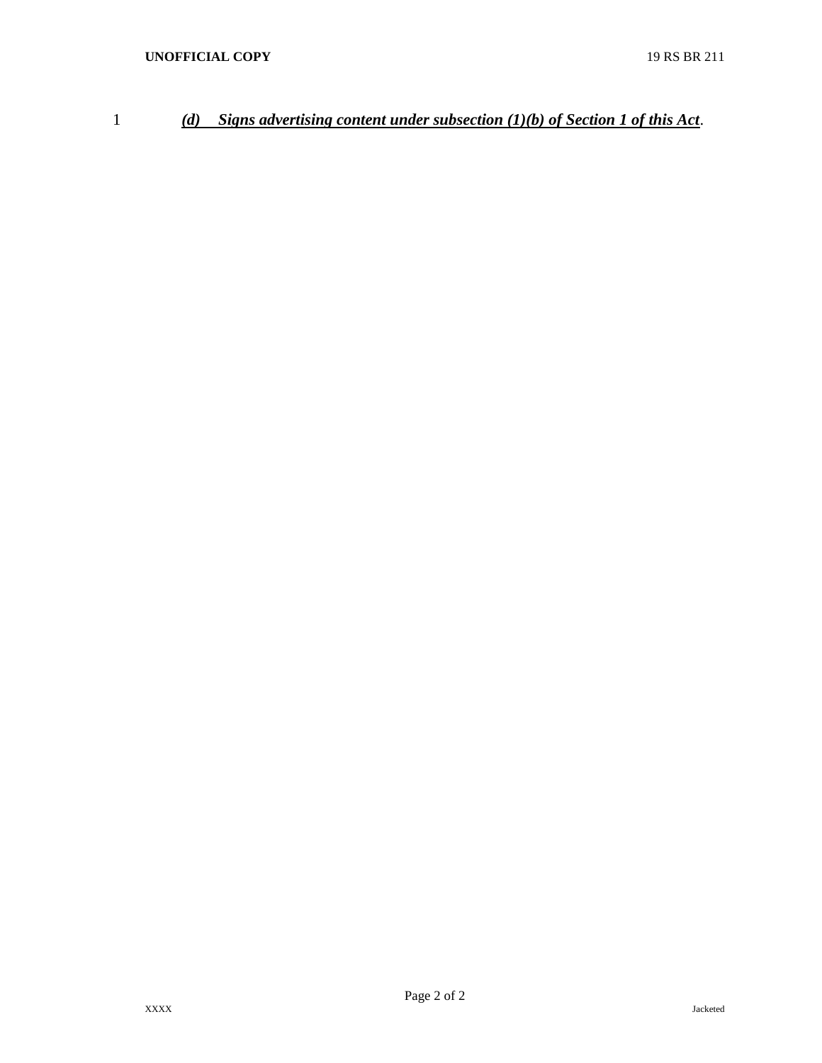*(d) Signs advertising content under subsection (1)(b) of Section 1 of this Act*.